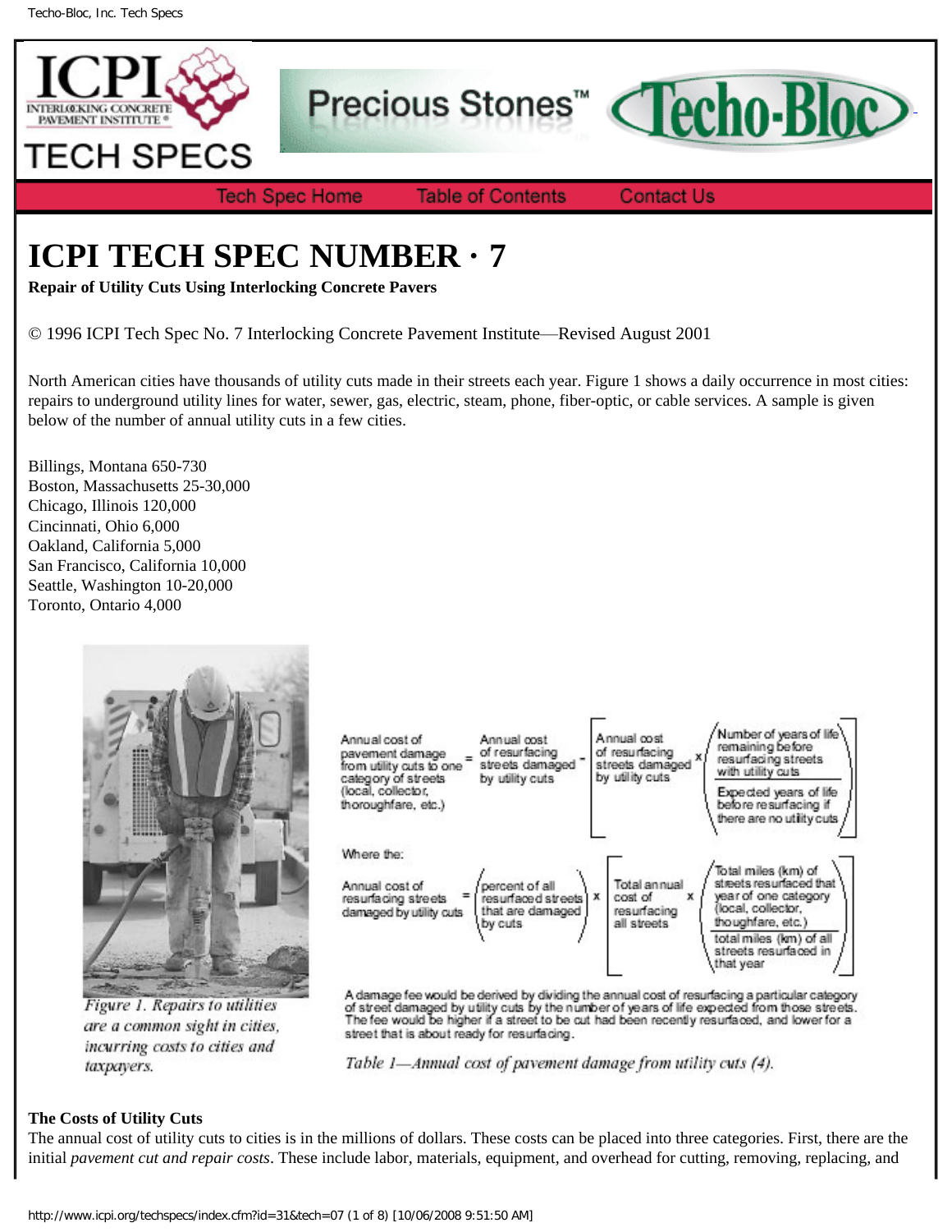# ICPI TECH SPEC NUMBER · 7

**Repair of Utility Cuts Using Interlocking Concrete Pavers**

© 1996 ICPI Tech Spec No. 7 Interlocking Concrete Pavement Institute—Revised August 2001

North American cities have thousands of utility cuts made in their streets each year. Figure 1 shows a daily occurrence in most cities: repairs to underground utility lines for water, sewer, gas, electric, steam, phone, fiber-optic, or cable services. A sample is given below of the number of annual utility cuts in a few cities.

Billings, Montana 650-730
Boston, Massachusetts 25-30,000
Chicago, Illinois 120,000
Cincinnati, Ohio 6,000
Oakland, California 5,000
San Francisco, California 10,000
Seattle, Washington 10-20,000
Toronto, Ontario 4,000

*Figure 1. Repairs to utilities are a common sight in cities, incurring costs to cities and taxpayers.*

$$\text{Annual cost of pavement damage from utility cuts to one category of streets (local, collector, thoroughfare, etc.)} = \text{Annual cost of resurfacing streets damaged by utility cuts} - \left[\text{Annual cost of resurfacing streets damaged by utility cuts} \times \left(\frac{\text{Number of years of life remaining before resurfacing streets with utility cuts}}{\text{Expected years of life before resurfacing if there are no utility cuts}}\right)\right]$$

Where the:

$$\text{Annual cost of resurfacing streets damaged by utility cuts} = \left(\text{percent of all resurfaced streets that are damaged by cuts}\right) \times \left[\text{Total annual cost of resurfacing all streets} \times \left(\frac{\text{Total miles (km) of streets resurfaced that year of one category (local, collector, thoughfare, etc.)}}{\text{total miles (km) of all streets resurfaced in that year}}\right)\right]$$

A damage fee would be derived by dividing the annual cost of resurfacing a particular category of street damaged by utility cuts by the number of years of life expected from those streets. The fee would be higher if a street to be cut had been recently resurfaced, and lower for a street that is about ready for resurfacing.

*Table 1—Annual cost of pavement damage from utility cuts (4).*

**The Costs of Utility Cuts**

The annual cost of utility cuts to cities is in the millions of dollars. These costs can be placed into three categories. First, there are the initial *pavement cut and repair costs*. These include labor, materials, equipment, and overhead for cutting, removing, replacing, and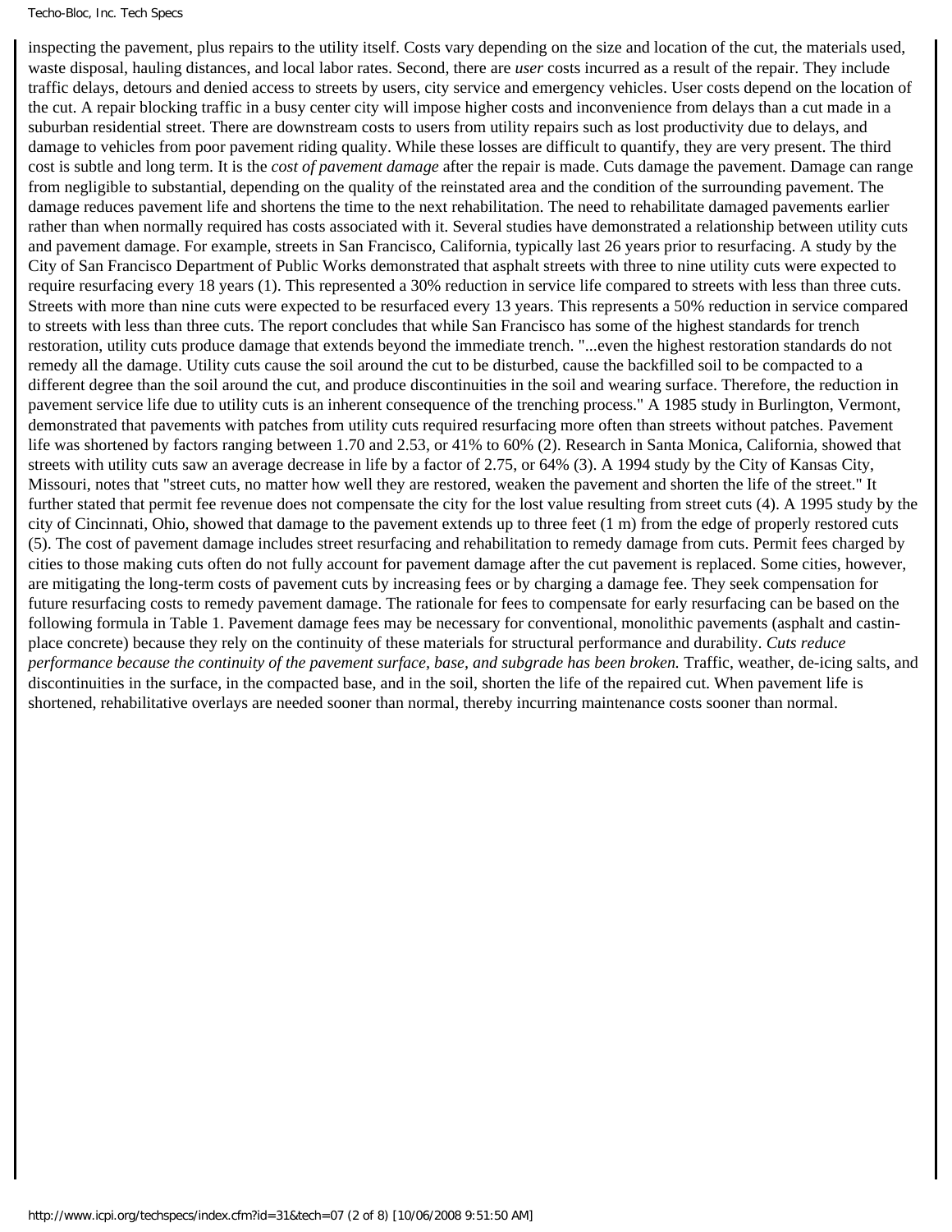inspecting the pavement, plus repairs to the utility itself. Costs vary depending on the size and location of the cut, the materials used, waste disposal, hauling distances, and local labor rates. Second, there are *user* costs incurred as a result of the repair. They include traffic delays, detours and denied access to streets by users, city service and emergency vehicles. User costs depend on the location of the cut. A repair blocking traffic in a busy center city will impose higher costs and inconvenience from delays than a cut made in a suburban residential street. There are downstream costs to users from utility repairs such as lost productivity due to delays, and damage to vehicles from poor pavement riding quality. While these losses are difficult to quantify, they are very present. The third cost is subtle and long term. It is the *cost of pavement damage* after the repair is made. Cuts damage the pavement. Damage can range from negligible to substantial, depending on the quality of the reinstated area and the condition of the surrounding pavement. The damage reduces pavement life and shortens the time to the next rehabilitation. The need to rehabilitate damaged pavements earlier rather than when normally required has costs associated with it. Several studies have demonstrated a relationship between utility cuts and pavement damage. For example, streets in San Francisco, California, typically last 26 years prior to resurfacing. A study by the City of San Francisco Department of Public Works demonstrated that asphalt streets with three to nine utility cuts were expected to require resurfacing every 18 years (1). This represented a 30% reduction in service life compared to streets with less than three cuts. Streets with more than nine cuts were expected to be resurfaced every 13 years. This represents a 50% reduction in service compared to streets with less than three cuts. The report concludes that while San Francisco has some of the highest standards for trench restoration, utility cuts produce damage that extends beyond the immediate trench. "...even the highest restoration standards do not remedy all the damage. Utility cuts cause the soil around the cut to be disturbed, cause the backfilled soil to be compacted to a different degree than the soil around the cut, and produce discontinuities in the soil and wearing surface. Therefore, the reduction in pavement service life due to utility cuts is an inherent consequence of the trenching process." A 1985 study in Burlington, Vermont, demonstrated that pavements with patches from utility cuts required resurfacing more often than streets without patches. Pavement life was shortened by factors ranging between 1.70 and 2.53, or 41% to 60% (2). Research in Santa Monica, California, showed that streets with utility cuts saw an average decrease in life by a factor of 2.75, or 64% (3). A 1994 study by the City of Kansas City, Missouri, notes that "street cuts, no matter how well they are restored, weaken the pavement and shorten the life of the street." It further stated that permit fee revenue does not compensate the city for the lost value resulting from street cuts (4). A 1995 study by the city of Cincinnati, Ohio, showed that damage to the pavement extends up to three feet (1 m) from the edge of properly restored cuts (5). The cost of pavement damage includes street resurfacing and rehabilitation to remedy damage from cuts. Permit fees charged by cities to those making cuts often do not fully account for pavement damage after the cut pavement is replaced. Some cities, however, are mitigating the long-term costs of pavement cuts by increasing fees or by charging a damage fee. They seek compensation for future resurfacing costs to remedy pavement damage. The rationale for fees to compensate for early resurfacing can be based on the following formula in Table 1. Pavement damage fees may be necessary for conventional, monolithic pavements (asphalt and castin-place concrete) because they rely on the continuity of these materials for structural performance and durability. *Cuts reduce performance because the continuity of the pavement surface, base, and subgrade has been broken.* Traffic, weather, de-icing salts, and discontinuities in the surface, in the compacted base, and in the soil, shorten the life of the repaired cut. When pavement life is shortened, rehabilitative overlays are needed sooner than normal, thereby incurring maintenance costs sooner than normal.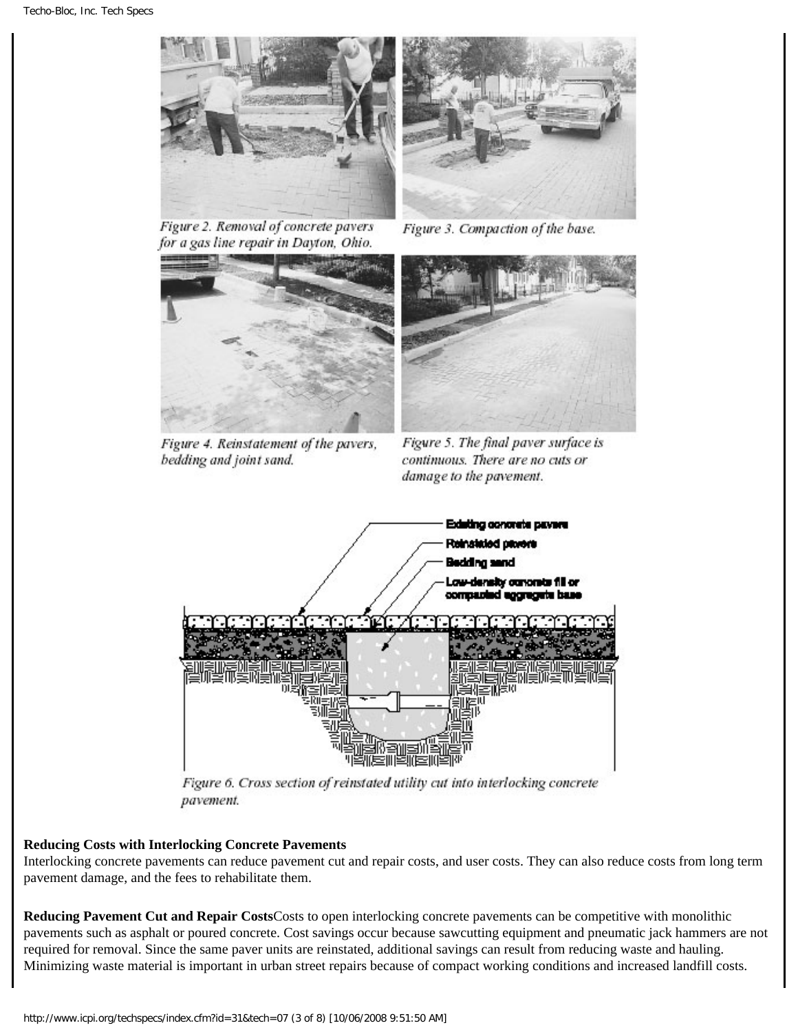Figure 2. Removal of concrete pavers for a gas line repair in Dayton, Ohio.

Figure 3. Compaction of the base.

Figure 4. Reinstatement of the pavers, bedding and joint sand.

Figure 5. The final paver surface is continuous. There are no cuts or damage to the pavement.

Existing concrete pavers

Reinstated pavers

Bedding sand

Low-density concrete fill or compacted aggregate base

Figure 6. Cross section of reinstated utility cut into interlocking concrete pavement.

**Reducing Costs with Interlocking Concrete Pavements**

Interlocking concrete pavements can reduce pavement cut and repair costs, and user costs. They can also reduce costs from long term pavement damage, and the fees to rehabilitate them.

**Reducing Pavement Cut and Repair Costs**Costs to open interlocking concrete pavements can be competitive with monolithic pavements such as asphalt or poured concrete. Cost savings occur because sawcutting equipment and pneumatic jack hammers are not required for removal. Since the same paver units are reinstated, additional savings can result from reducing waste and hauling. Minimizing waste material is important in urban street repairs because of compact working conditions and increased landfill costs.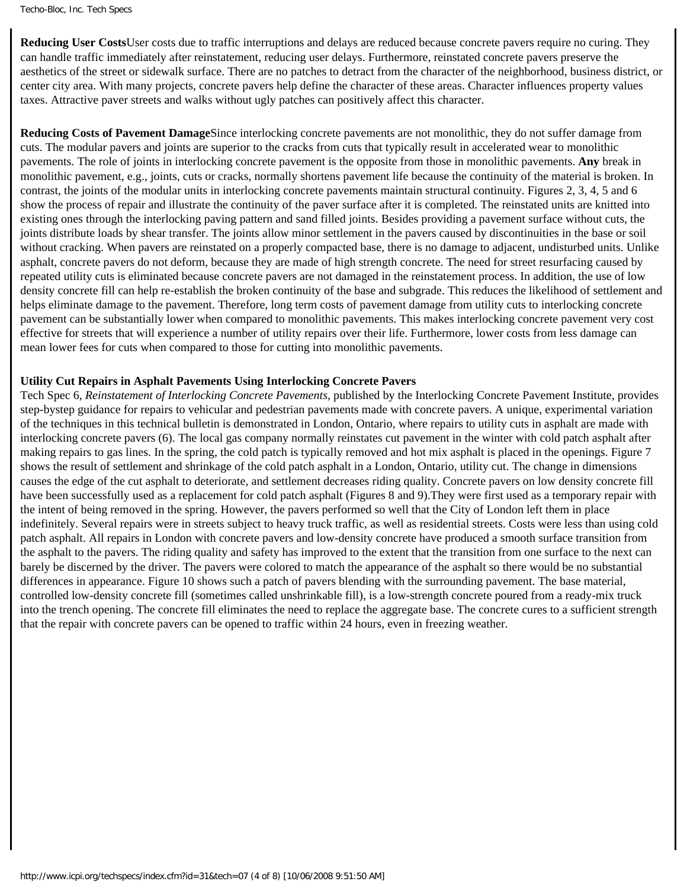**Reducing User Costs**User costs due to traffic interruptions and delays are reduced because concrete pavers require no curing. They can handle traffic immediately after reinstatement, reducing user delays. Furthermore, reinstated concrete pavers preserve the aesthetics of the street or sidewalk surface. There are no patches to detract from the character of the neighborhood, business district, or center city area. With many projects, concrete pavers help define the character of these areas. Character influences property values taxes. Attractive paver streets and walks without ugly patches can positively affect this character.

**Reducing Costs of Pavement Damage**Since interlocking concrete pavements are not monolithic, they do not suffer damage from cuts. The modular pavers and joints are superior to the cracks from cuts that typically result in accelerated wear to monolithic pavements. The role of joints in interlocking concrete pavement is the opposite from those in monolithic pavements. **Any** break in monolithic pavement, e.g., joints, cuts or cracks, normally shortens pavement life because the continuity of the material is broken. In contrast, the joints of the modular units in interlocking concrete pavements maintain structural continuity. Figures 2, 3, 4, 5 and 6 show the process of repair and illustrate the continuity of the paver surface after it is completed. The reinstated units are knitted into existing ones through the interlocking paving pattern and sand filled joints. Besides providing a pavement surface without cuts, the joints distribute loads by shear transfer. The joints allow minor settlement in the pavers caused by discontinuities in the base or soil without cracking. When pavers are reinstated on a properly compacted base, there is no damage to adjacent, undisturbed units. Unlike asphalt, concrete pavers do not deform, because they are made of high strength concrete. The need for street resurfacing caused by repeated utility cuts is eliminated because concrete pavers are not damaged in the reinstatement process. In addition, the use of low density concrete fill can help re-establish the broken continuity of the base and subgrade. This reduces the likelihood of settlement and helps eliminate damage to the pavement. Therefore, long term costs of pavement damage from utility cuts to interlocking concrete pavement can be substantially lower when compared to monolithic pavements. This makes interlocking concrete pavement very cost effective for streets that will experience a number of utility repairs over their life. Furthermore, lower costs from less damage can mean lower fees for cuts when compared to those for cutting into monolithic pavements.

**Utility Cut Repairs in Asphalt Pavements Using Interlocking Concrete Pavers**
Tech Spec 6, *Reinstatement of Interlocking Concrete Pavements*, published by the Interlocking Concrete Pavement Institute, provides step-bystep guidance for repairs to vehicular and pedestrian pavements made with concrete pavers. A unique, experimental variation of the techniques in this technical bulletin is demonstrated in London, Ontario, where repairs to utility cuts in asphalt are made with interlocking concrete pavers (6). The local gas company normally reinstates cut pavement in the winter with cold patch asphalt after making repairs to gas lines. In the spring, the cold patch is typically removed and hot mix asphalt is placed in the openings. Figure 7 shows the result of settlement and shrinkage of the cold patch asphalt in a London, Ontario, utility cut. The change in dimensions causes the edge of the cut asphalt to deteriorate, and settlement decreases riding quality. Concrete pavers on low density concrete fill have been successfully used as a replacement for cold patch asphalt (Figures 8 and 9).They were first used as a temporary repair with the intent of being removed in the spring. However, the pavers performed so well that the City of London left them in place indefinitely. Several repairs were in streets subject to heavy truck traffic, as well as residential streets. Costs were less than using cold patch asphalt. All repairs in London with concrete pavers and low-density concrete have produced a smooth surface transition from the asphalt to the pavers. The riding quality and safety has improved to the extent that the transition from one surface to the next can barely be discerned by the driver. The pavers were colored to match the appearance of the asphalt so there would be no substantial differences in appearance. Figure 10 shows such a patch of pavers blending with the surrounding pavement. The base material, controlled low-density concrete fill (sometimes called unshrinkable fill), is a low-strength concrete poured from a ready-mix truck into the trench opening. The concrete fill eliminates the need to replace the aggregate base. The concrete cures to a sufficient strength that the repair with concrete pavers can be opened to traffic within 24 hours, even in freezing weather.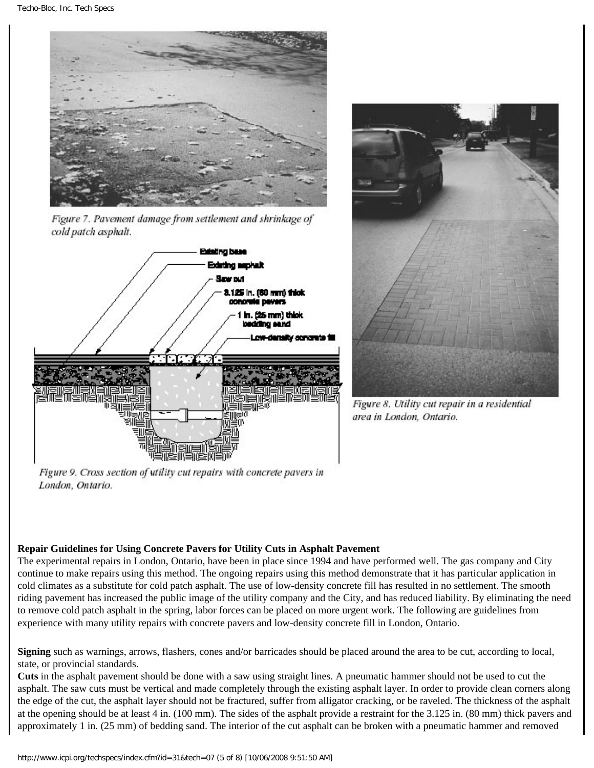Figure 7. Pavement damage from settlement and shrinkage of cold patch asphalt.

Figure 8. Utility cut repair in a residential area in London, Ontario.

Existing base

Existing asphalt

Saw cut

3.125 in. (80 mm) thick concrete pavers

1 in. (25 mm) thick bedding sand

Low-density concrete fill

Figure 9. Cross section of utility cut repairs with concrete pavers in London, Ontario.

**Repair Guidelines for Using Concrete Pavers for Utility Cuts in Asphalt Pavement**

The experimental repairs in London, Ontario, have been in place since 1994 and have performed well. The gas company and City continue to make repairs using this method. The ongoing repairs using this method demonstrate that it has particular application in cold climates as a substitute for cold patch asphalt. The use of low-density concrete fill has resulted in no settlement. The smooth riding pavement has increased the public image of the utility company and the City, and has reduced liability. By eliminating the need to remove cold patch asphalt in the spring, labor forces can be placed on more urgent work. The following are guidelines from experience with many utility repairs with concrete pavers and low-density concrete fill in London, Ontario.

**Signing** such as warnings, arrows, flashers, cones and/or barricades should be placed around the area to be cut, according to local, state, or provincial standards.

**Cuts** in the asphalt pavement should be done with a saw using straight lines. A pneumatic hammer should not be used to cut the asphalt. The saw cuts must be vertical and made completely through the existing asphalt layer. In order to provide clean corners along the edge of the cut, the asphalt layer should not be fractured, suffer from alligator cracking, or be raveled. The thickness of the asphalt at the opening should be at least 4 in. (100 mm). The sides of the asphalt provide a restraint for the 3.125 in. (80 mm) thick pavers and approximately 1 in. (25 mm) of bedding sand. The interior of the cut asphalt can be broken with a pneumatic hammer and removed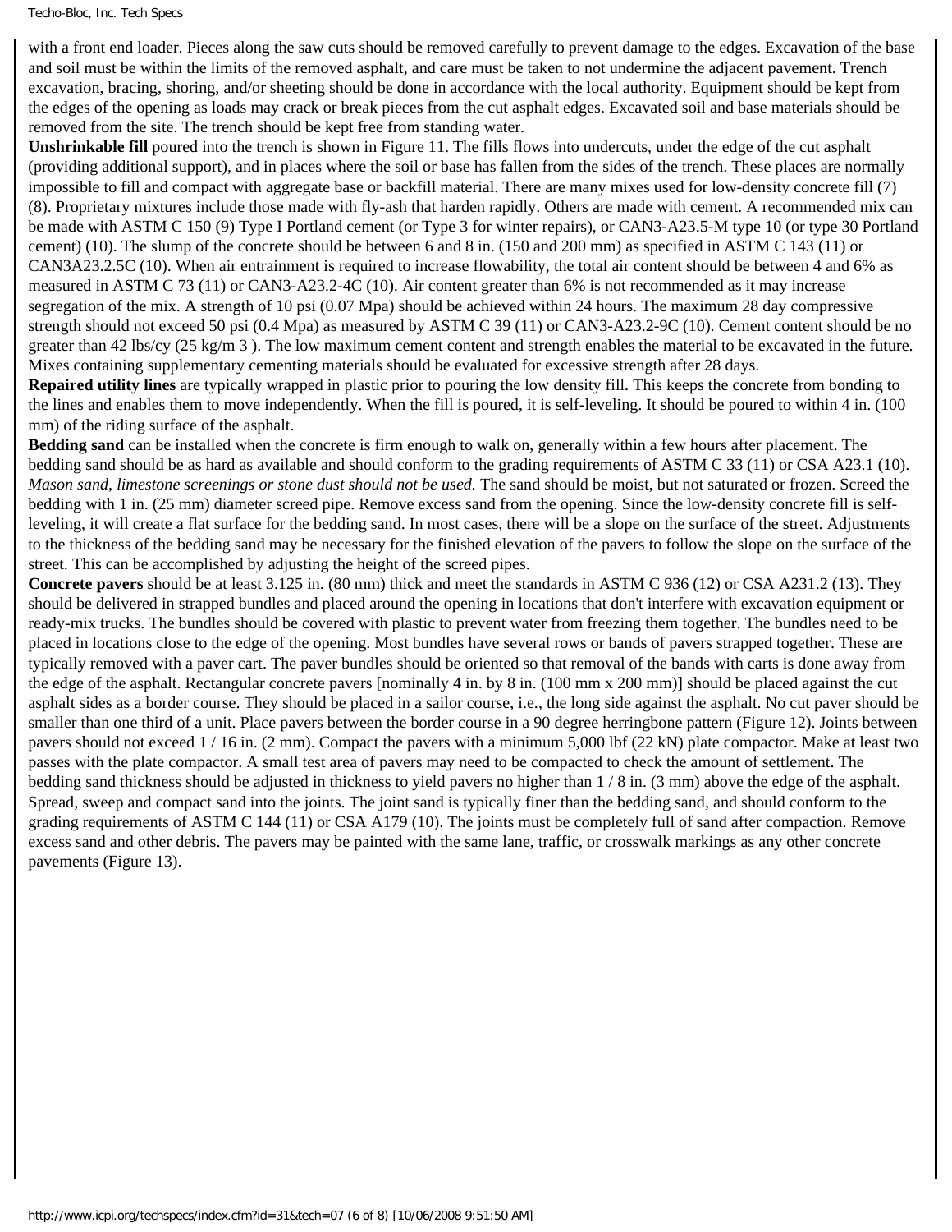with a front end loader. Pieces along the saw cuts should be removed carefully to prevent damage to the edges. Excavation of the base and soil must be within the limits of the removed asphalt, and care must be taken to not undermine the adjacent pavement. Trench excavation, bracing, shoring, and/or sheeting should be done in accordance with the local authority. Equipment should be kept from the edges of the opening as loads may crack or break pieces from the cut asphalt edges. Excavated soil and base materials should be removed from the site. The trench should be kept free from standing water.

**Unshrinkable fill** poured into the trench is shown in Figure 11. The fills flows into undercuts, under the edge of the cut asphalt (providing additional support), and in places where the soil or base has fallen from the sides of the trench. These places are normally impossible to fill and compact with aggregate base or backfill material. There are many mixes used for low-density concrete fill (7) (8). Proprietary mixtures include those made with fly-ash that harden rapidly. Others are made with cement. A recommended mix can be made with ASTM C 150 (9) Type I Portland cement (or Type 3 for winter repairs), or CAN3-A23.5-M type 10 (or type 30 Portland cement) (10). The slump of the concrete should be between 6 and 8 in. (150 and 200 mm) as specified in ASTM C 143 (11) or CAN3A23.2.5C (10). When air entrainment is required to increase flowability, the total air content should be between 4 and 6% as measured in ASTM C 73 (11) or CAN3-A23.2-4C (10). Air content greater than 6% is not recommended as it may increase segregation of the mix. A strength of 10 psi (0.07 Mpa) should be achieved within 24 hours. The maximum 28 day compressive strength should not exceed 50 psi (0.4 Mpa) as measured by ASTM C 39 (11) or CAN3-A23.2-9C (10). Cement content should be no greater than 42 lbs/cy (25 kg/m 3 ). The low maximum cement content and strength enables the material to be excavated in the future. Mixes containing supplementary cementing materials should be evaluated for excessive strength after 28 days.

**Repaired utility lines** are typically wrapped in plastic prior to pouring the low density fill. This keeps the concrete from bonding to the lines and enables them to move independently. When the fill is poured, it is self-leveling. It should be poured to within 4 in. (100 mm) of the riding surface of the asphalt.

**Bedding sand** can be installed when the concrete is firm enough to walk on, generally within a few hours after placement. The bedding sand should be as hard as available and should conform to the grading requirements of ASTM C 33 (11) or CSA A23.1 (10). *Mason sand, limestone screenings or stone dust should not be used.* The sand should be moist, but not saturated or frozen. Screed the bedding with 1 in. (25 mm) diameter screed pipe. Remove excess sand from the opening. Since the low-density concrete fill is self-leveling, it will create a flat surface for the bedding sand. In most cases, there will be a slope on the surface of the street. Adjustments to the thickness of the bedding sand may be necessary for the finished elevation of the pavers to follow the slope on the surface of the street. This can be accomplished by adjusting the height of the screed pipes.

**Concrete pavers** should be at least 3.125 in. (80 mm) thick and meet the standards in ASTM C 936 (12) or CSA A231.2 (13). They should be delivered in strapped bundles and placed around the opening in locations that don't interfere with excavation equipment or ready-mix trucks. The bundles should be covered with plastic to prevent water from freezing them together. The bundles need to be placed in locations close to the edge of the opening. Most bundles have several rows or bands of pavers strapped together. These are typically removed with a paver cart. The paver bundles should be oriented so that removal of the bands with carts is done away from the edge of the asphalt. Rectangular concrete pavers [nominally 4 in. by 8 in. (100 mm x 200 mm)] should be placed against the cut asphalt sides as a border course. They should be placed in a sailor course, i.e., the long side against the asphalt. No cut paver should be smaller than one third of a unit. Place pavers between the border course in a 90 degree herringbone pattern (Figure 12). Joints between pavers should not exceed 1 / 16 in. (2 mm). Compact the pavers with a minimum 5,000 lbf (22 kN) plate compactor. Make at least two passes with the plate compactor. A small test area of pavers may need to be compacted to check the amount of settlement. The bedding sand thickness should be adjusted in thickness to yield pavers no higher than 1 / 8 in. (3 mm) above the edge of the asphalt. Spread, sweep and compact sand into the joints. The joint sand is typically finer than the bedding sand, and should conform to the grading requirements of ASTM C 144 (11) or CSA A179 (10). The joints must be completely full of sand after compaction. Remove excess sand and other debris. The pavers may be painted with the same lane, traffic, or crosswalk markings as any other concrete pavements (Figure 13).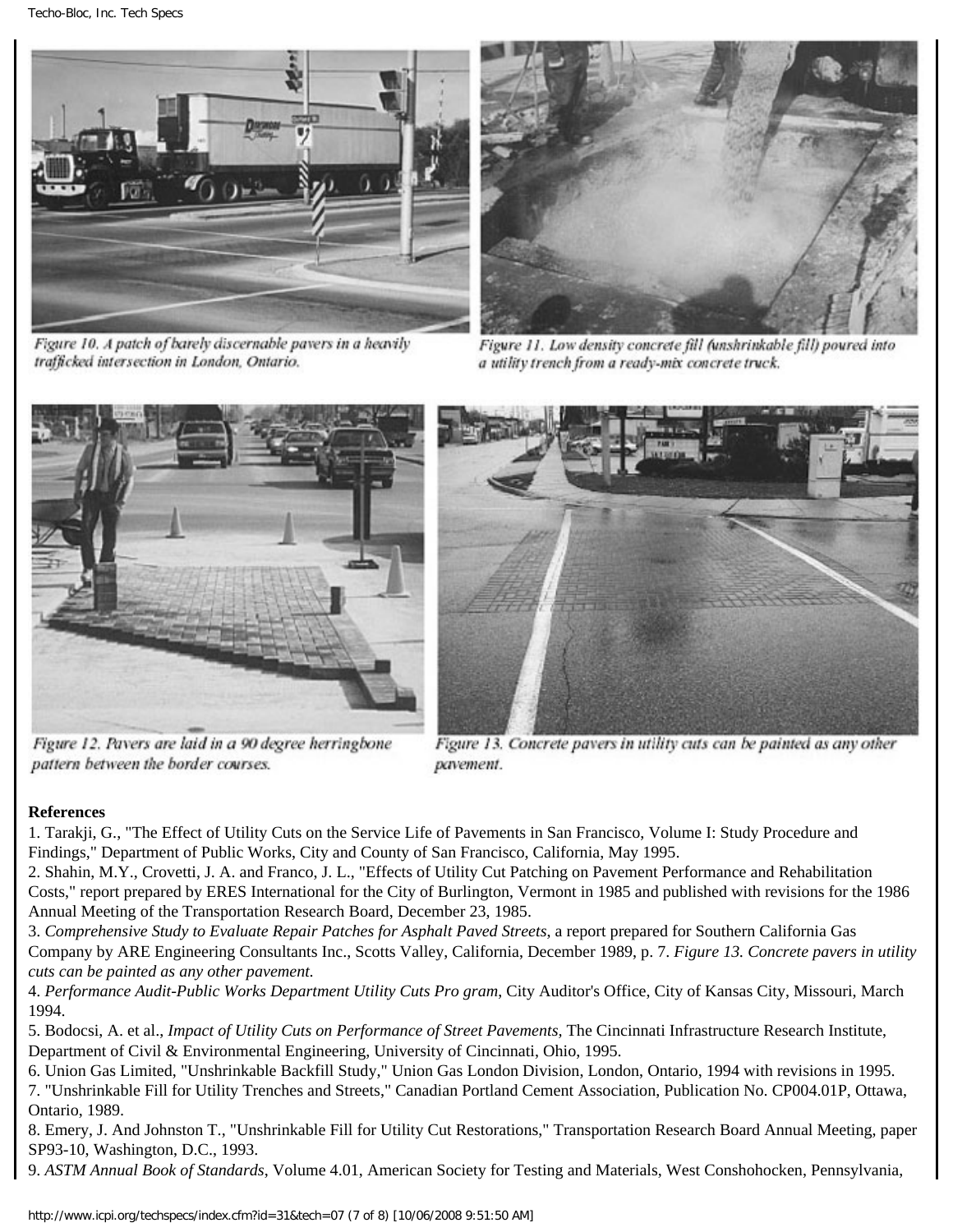Figure 10. A patch of barely discernable pavers in a heavily trafficked intersection in London, Ontario.

Figure 11. Low density concrete fill (unshrinkable fill) poured into a utility trench from a ready-mix concrete truck.

Figure 12. Pavers are laid in a 90 degree herringbone pattern between the border courses.

Figure 13. Concrete pavers in utility cuts can be painted as any other pavement.

**References**

1. Tarakji, G., "The Effect of Utility Cuts on the Service Life of Pavements in San Francisco, Volume I: Study Procedure and Findings," Department of Public Works, City and County of San Francisco, California, May 1995.
2. Shahin, M.Y., Crovetti, J. A. and Franco, J. L., "Effects of Utility Cut Patching on Pavement Performance and Rehabilitation Costs," report prepared by ERES International for the City of Burlington, Vermont in 1985 and published with revisions for the 1986 Annual Meeting of the Transportation Research Board, December 23, 1985.
3. *Comprehensive Study to Evaluate Repair Patches for Asphalt Paved Streets*, a report prepared for Southern California Gas Company by ARE Engineering Consultants Inc., Scotts Valley, California, December 1989, p. 7. *Figure 13. Concrete pavers in utility cuts can be painted as any other pavement.*
4. *Performance Audit-Public Works Department Utility Cuts Pro gram*, City Auditor's Office, City of Kansas City, Missouri, March 1994.
5. Bodocsi, A. et al., *Impact of Utility Cuts on Performance of Street Pavements*, The Cincinnati Infrastructure Research Institute, Department of Civil & Environmental Engineering, University of Cincinnati, Ohio, 1995.
6. Union Gas Limited, "Unshrinkable Backfill Study," Union Gas London Division, London, Ontario, 1994 with revisions in 1995.
7. "Unshrinkable Fill for Utility Trenches and Streets," Canadian Portland Cement Association, Publication No. CP004.01P, Ottawa, Ontario, 1989.
8. Emery, J. And Johnston T., "Unshrinkable Fill for Utility Cut Restorations," Transportation Research Board Annual Meeting, paper SP93-10, Washington, D.C., 1993.
9. *ASTM Annual Book of Standards*, Volume 4.01, American Society for Testing and Materials, West Conshohocken, Pennsylvania,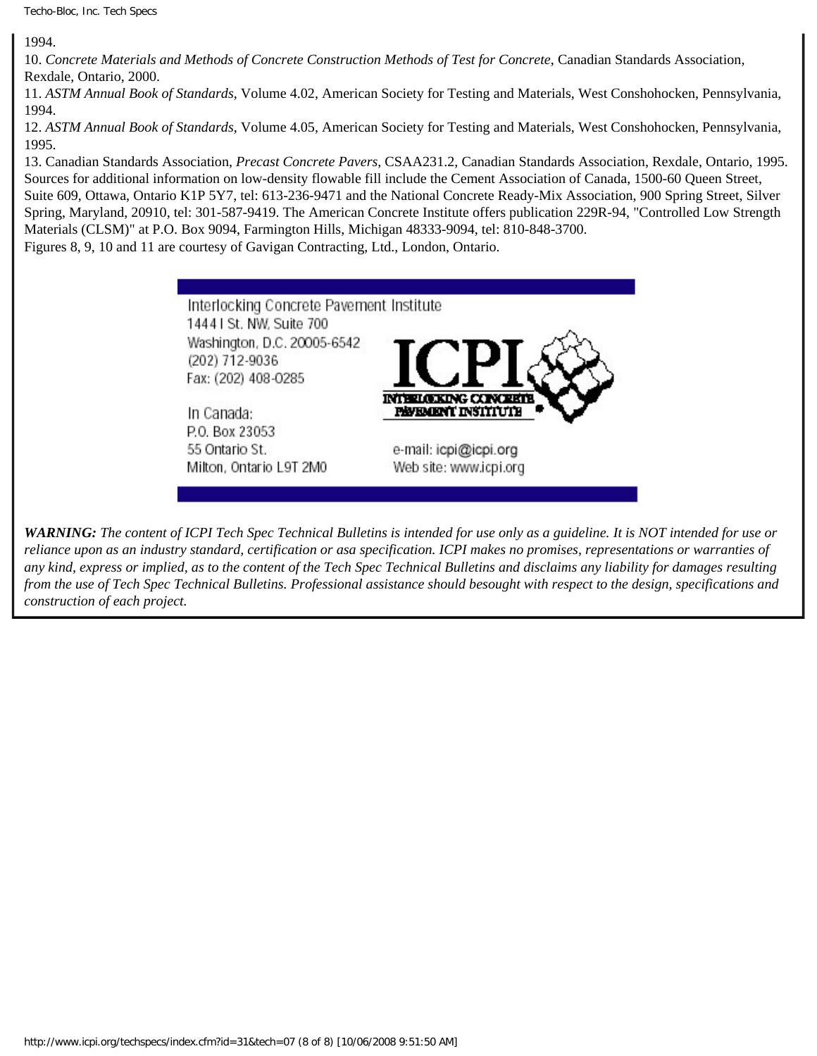1994.

10. *Concrete Materials and Methods of Concrete Construction Methods of Test for Concrete*, Canadian Standards Association, Rexdale, Ontario, 2000.

11. *ASTM Annual Book of Standards*, Volume 4.02, American Society for Testing and Materials, West Conshohocken, Pennsylvania, 1994.

12. *ASTM Annual Book of Standards*, Volume 4.05, American Society for Testing and Materials, West Conshohocken, Pennsylvania, 1995.

13. Canadian Standards Association, *Precast Concrete Pavers*, CSAA231.2, Canadian Standards Association, Rexdale, Ontario, 1995.

Sources for additional information on low-density flowable fill include the Cement Association of Canada, 1500-60 Queen Street, Suite 609, Ottawa, Ontario K1P 5Y7, tel: 613-236-9471 and the National Concrete Ready-Mix Association, 900 Spring Street, Silver Spring, Maryland, 20910, tel: 301-587-9419. The American Concrete Institute offers publication 229R-94, "Controlled Low Strength Materials (CLSM)" at P.O. Box 9094, Farmington Hills, Michigan 48333-9094, tel: 810-848-3700.

Figures 8, 9, 10 and 11 are courtesy of Gavigan Contracting, Ltd., London, Ontario.

Interlocking Concrete Pavement Institute
1444 I St. NW, Suite 700
Washington, D.C. 20005-6542
(202) 712-9036
Fax: (202) 408-0285

In Canada:
P.O. Box 23053
55 Ontario St.
Milton, Ontario L9T 2M0

ICPI INTERLOCKING CONCRETE PAVEMENT INSTITUTE

e-mail: icpi@icpi.org
Web site: www.icpi.org

***WARNING:*** *The content of ICPI Tech Spec Technical Bulletins is intended for use only as a guideline. It is NOT intended for use or reliance upon as an industry standard, certification or asa specification. ICPI makes no promises, representations or warranties of any kind, express or implied, as to the content of the Tech Spec Technical Bulletins and disclaims any liability for damages resulting from the use of Tech Spec Technical Bulletins. Professional assistance should besought with respect to the design, specifications and construction of each project.*